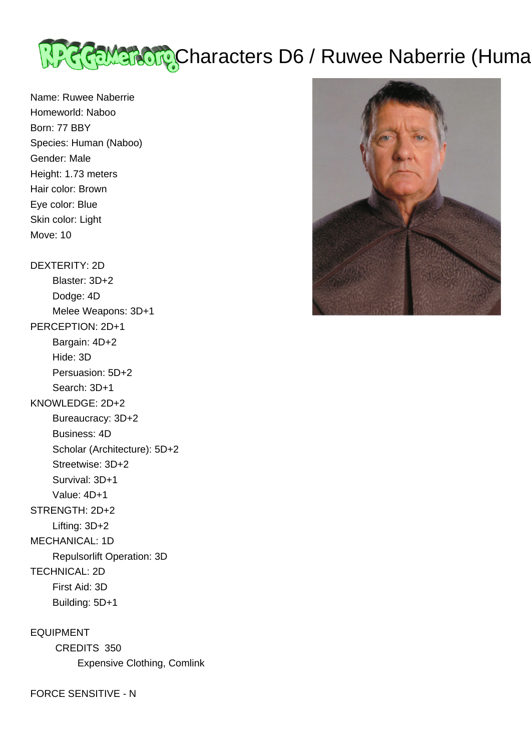# Characters D6 / Ruwee Naberrie (Huma

Name: Ruwee Naberrie
Homeworld: Naboo
Born: 77 BBY
Species: Human (Naboo)
Gender: Male
Height: 1.73 meters
Hair color: Brown
Eye color: Blue
Skin color: Light
Move: 10

DEXTERITY: 2D
- Blaster: 3D+2
- Dodge: 4D
- Melee Weapons: 3D+1

PERCEPTION: 2D+1
- Bargain: 4D+2
- Hide: 3D
- Persuasion: 5D+2
- Search: 3D+1

KNOWLEDGE: 2D+2
- Bureaucracy: 3D+2
- Business: 4D
- Scholar (Architecture): 5D+2
- Streetwise: 3D+2
- Survival: 3D+1
- Value: 4D+1

STRENGTH: 2D+2
- Lifting: 3D+2

MECHANICAL: 1D
- Repulsorlift Operation: 3D

TECHNICAL: 2D
- First Aid: 3D
- Building: 5D+1

EQUIPMENT
- CREDITS 350
  - Expensive Clothing, Comlink

FORCE SENSITIVE - N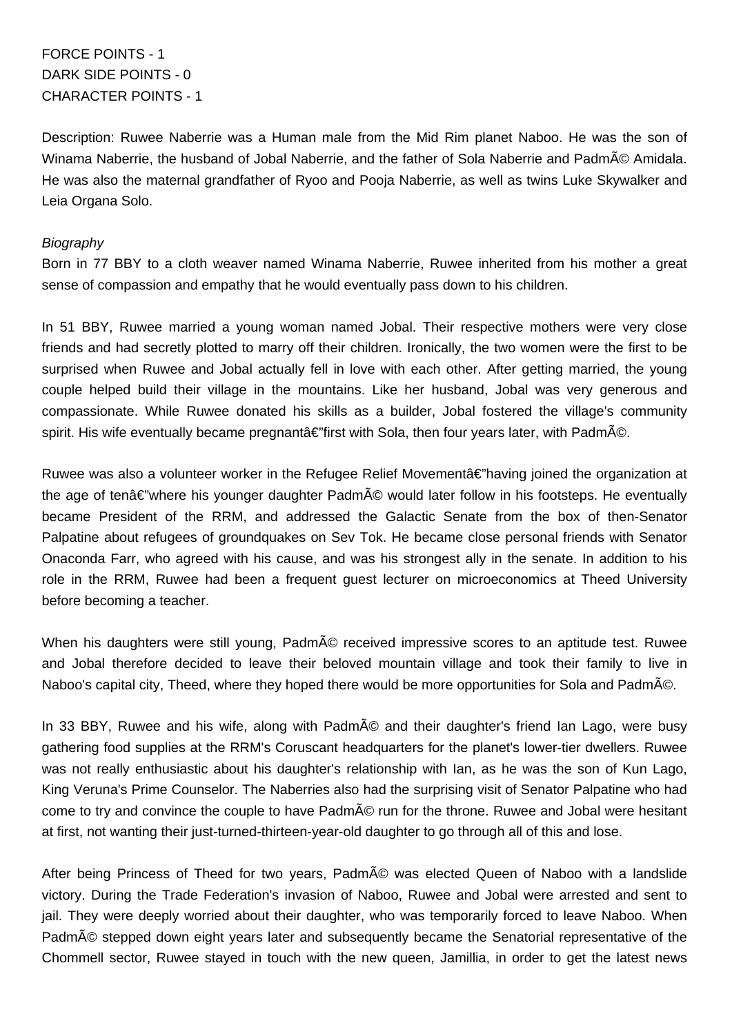FORCE POINTS - 1
DARK SIDE POINTS - 0
CHARACTER POINTS - 1

Description: Ruwee Naberrie was a Human male from the Mid Rim planet Naboo. He was the son of Winama Naberrie, the husband of Jobal Naberrie, and the father of Sola Naberrie and PadmÃ© Amidala. He was also the maternal grandfather of Ryoo and Pooja Naberrie, as well as twins Luke Skywalker and Leia Organa Solo.

*Biography*

Born in 77 BBY to a cloth weaver named Winama Naberrie, Ruwee inherited from his mother a great sense of compassion and empathy that he would eventually pass down to his children.

In 51 BBY, Ruwee married a young woman named Jobal. Their respective mothers were very close friends and had secretly plotted to marry off their children. Ironically, the two women were the first to be surprised when Ruwee and Jobal actually fell in love with each other. After getting married, the young couple helped build their village in the mountains. Like her husband, Jobal was very generous and compassionate. While Ruwee donated his skills as a builder, Jobal fostered the village's community spirit. His wife eventually became pregnantâ€"first with Sola, then four years later, with PadmÃ©.

Ruwee was also a volunteer worker in the Refugee Relief Movementâ€"having joined the organization at the age of tenâ€"where his younger daughter PadmÃ© would later follow in his footsteps. He eventually became President of the RRM, and addressed the Galactic Senate from the box of then-Senator Palpatine about refugees of groundquakes on Sev Tok. He became close personal friends with Senator Onaconda Farr, who agreed with his cause, and was his strongest ally in the senate. In addition to his role in the RRM, Ruwee had been a frequent guest lecturer on microeconomics at Theed University before becoming a teacher.

When his daughters were still young, PadmÃ© received impressive scores to an aptitude test. Ruwee and Jobal therefore decided to leave their beloved mountain village and took their family to live in Naboo's capital city, Theed, where they hoped there would be more opportunities for Sola and PadmÃ©.

In 33 BBY, Ruwee and his wife, along with PadmÃ© and their daughter's friend Ian Lago, were busy gathering food supplies at the RRM's Coruscant headquarters for the planet's lower-tier dwellers. Ruwee was not really enthusiastic about his daughter's relationship with Ian, as he was the son of Kun Lago, King Veruna's Prime Counselor. The Naberries also had the surprising visit of Senator Palpatine who had come to try and convince the couple to have PadmÃ© run for the throne. Ruwee and Jobal were hesitant at first, not wanting their just-turned-thirteen-year-old daughter to go through all of this and lose.

After being Princess of Theed for two years, PadmÃ© was elected Queen of Naboo with a landslide victory. During the Trade Federation's invasion of Naboo, Ruwee and Jobal were arrested and sent to jail. They were deeply worried about their daughter, who was temporarily forced to leave Naboo. When PadmÃ© stepped down eight years later and subsequently became the Senatorial representative of the Chommell sector, Ruwee stayed in touch with the new queen, Jamillia, in order to get the latest news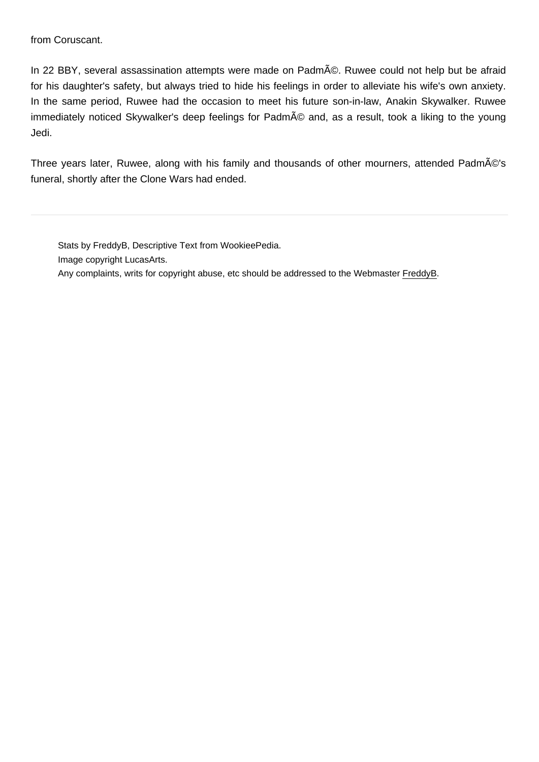from Coruscant.

In 22 BBY, several assassination attempts were made on PadmÃ©. Ruwee could not help but be afraid for his daughter's safety, but always tried to hide his feelings in order to alleviate his wife's own anxiety. In the same period, Ruwee had the occasion to meet his future son-in-law, Anakin Skywalker. Ruwee immediately noticed Skywalker's deep feelings for PadmÃ© and, as a result, took a liking to the young Jedi.

Three years later, Ruwee, along with his family and thousands of other mourners, attended PadmÃ©'s funeral, shortly after the Clone Wars had ended.

---

Stats by FreddyB, Descriptive Text from WookieePedia.
Image copyright LucasArts.
Any complaints, writs for copyright abuse, etc should be addressed to the Webmaster FreddyB.